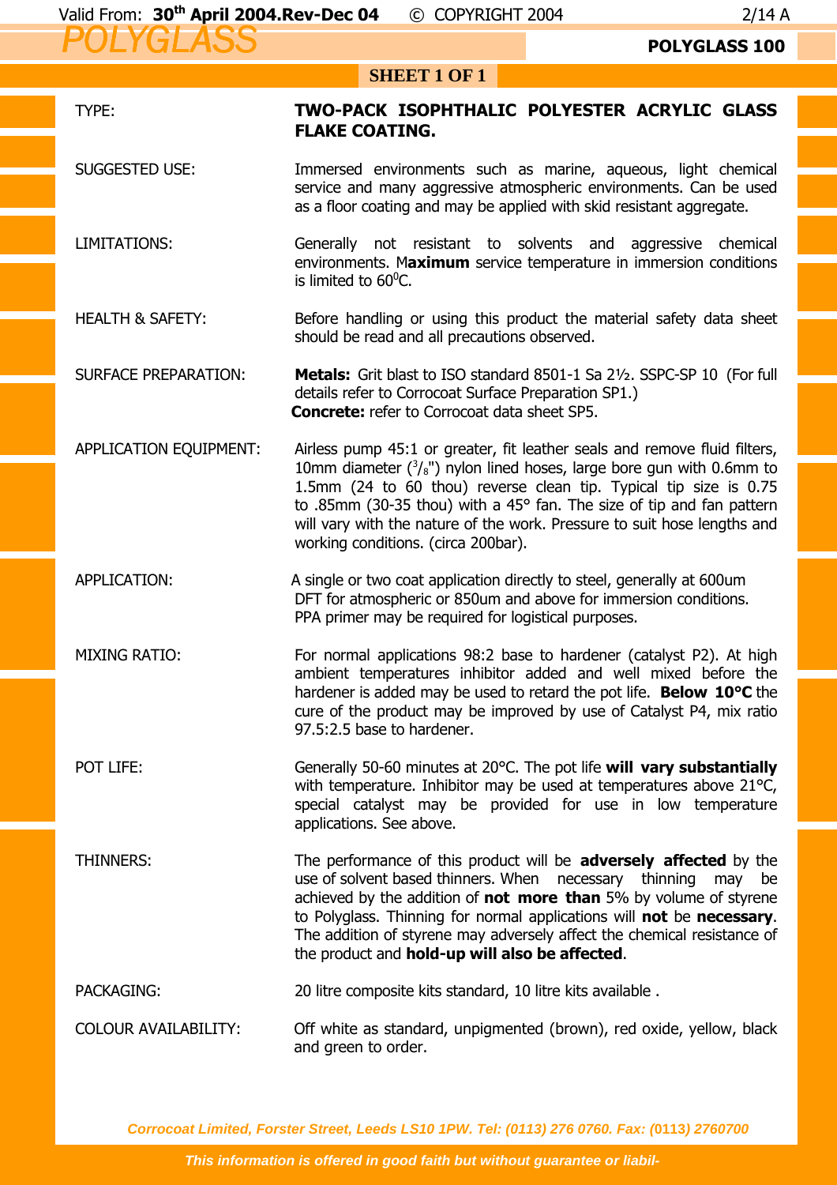# POLYGLASS

**POLYGLASS 100**

**SHEET 1 OF 1**

| | |
|---|---|
| TYPE: | **TWO-PACK ISOPHTHALIC POLYESTER ACRYLIC GLASS FLAKE COATING.** |
| SUGGESTED USE: | Immersed environments such as marine, aqueous, light chemical service and many aggressive atmospheric environments. Can be used as a floor coating and may be applied with skid resistant aggregate. |
| LIMITATIONS: | Generally not resistant to solvents and aggressive chemical environments. M**aximum** service temperature in immersion conditions is limited to $60^0$C. |
| HEALTH & SAFETY: | Before handling or using this product the material safety data sheet should be read and all precautions observed. |
| SURFACE PREPARATION: | **Metals:** Grit blast to ISO standard 8501-1 Sa 2½. SSPC-SP 10 (For full details refer to Corrocoat Surface Preparation SP1.) **Concrete:** refer to Corrocoat data sheet SP5. |
| APPLICATION EQUIPMENT: | Airless pump 45:1 or greater, fit leather seals and remove fluid filters, 10mm diameter ($^3/_8$") nylon lined hoses, large bore gun with 0.6mm to 1.5mm (24 to 60 thou) reverse clean tip. Typical tip size is 0.75 to .85mm (30-35 thou) with a 45° fan. The size of tip and fan pattern will vary with the nature of the work. Pressure to suit hose lengths and working conditions. (circa 200bar). |
| APPLICATION: | A single or two coat application directly to steel, generally at 600um DFT for atmospheric or 850um and above for immersion conditions. PPA primer may be required for logistical purposes. |
| MIXING RATIO: | For normal applications 98:2 base to hardener (catalyst P2). At high ambient temperatures inhibitor added and well mixed before the hardener is added may be used to retard the pot life. **Below 10°C** the cure of the product may be improved by use of Catalyst P4, mix ratio 97.5:2.5 base to hardener. |
| POT LIFE: | Generally 50-60 minutes at 20°C. The pot life **will vary substantially** with temperature. Inhibitor may be used at temperatures above 21°C, special catalyst may be provided for use in low temperature applications. See above. |
| THINNERS: | The performance of this product will be **adversely affected** by the use of solvent based thinners. When necessary thinning may be achieved by the addition of **not more than** 5% by volume of styrene to Polyglass. Thinning for normal applications will **not** be **necessary**. The addition of styrene may adversely affect the chemical resistance of the product and **hold-up will also be affected**. |
| PACKAGING: | 20 litre composite kits standard, 10 litre kits available . |
| COLOUR AVAILABILITY: | Off white as standard, unpigmented (brown), red oxide, yellow, black and green to order. |

*Corrocoat Limited, Forster Street, Leeds LS10 1PW. Tel: (0113) 276 0760. Fax: (0113) 2760700*

*This information is offered in good faith but without guarantee or liabil-*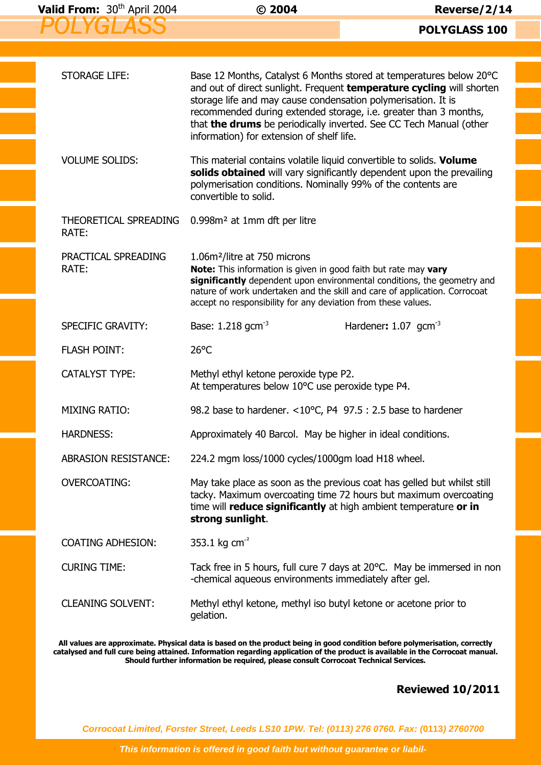| | |
|---|---|
| STORAGE LIFE: | Base 12 Months, Catalyst 6 Months stored at temperatures below 20°C and out of direct sunlight. Frequent **temperature cycling** will shorten storage life and may cause condensation polymerisation. It is recommended during extended storage, i.e. greater than 3 months, that **the drums** be periodically inverted. See CC Tech Manual (other information) for extension of shelf life. |
| VOLUME SOLIDS: | This material contains volatile liquid convertible to solids. **Volume solids obtained** will vary significantly dependent upon the prevailing polymerisation conditions. Nominally 99% of the contents are convertible to solid. |
| THEORETICAL SPREADING RATE: | 0.998m² at 1mm dft per litre |
| PRACTICAL SPREADING RATE: | 1.06m²/litre at 750 microns<br>**Note:** This information is given in good faith but rate may **vary significantly** dependent upon environmental conditions, the geometry and nature of work undertaken and the skill and care of application. Corrocoat accept no responsibility for any deviation from these values. |
| SPECIFIC GRAVITY: | Base: 1.218 $gcm^{-3}$ Hardener**:** 1.07 $gcm^{-3}$ |
| FLASH POINT: | 26°C |
| CATALYST TYPE: | Methyl ethyl ketone peroxide type P2.<br>At temperatures below 10°C use peroxide type P4. |
| MIXING RATIO: | 98.2 base to hardener. <10°C, P4 97.5 : 2.5 base to hardener |
| HARDNESS: | Approximately 40 Barcol. May be higher in ideal conditions. |
| ABRASION RESISTANCE: | 224.2 mgm loss/1000 cycles/1000gm load H18 wheel. |
| OVERCOATING: | May take place as soon as the previous coat has gelled but whilst still tacky. Maximum overcoating time 72 hours but maximum overcoating time will **reduce significantly** at high ambient temperature **or in strong sunlight**. |
| COATING ADHESION: | 353.1 kg $cm^{-2}$ |
| CURING TIME: | Tack free in 5 hours, full cure 7 days at 20°C. May be immersed in non-chemical aqueous environments immediately after gel. |
| CLEANING SOLVENT: | Methyl ethyl ketone, methyl iso butyl ketone or acetone prior to gelation. |

**All values are approximate. Physical data is based on the product being in good condition before polymerisation, correctly catalysed and full cure being attained. Information regarding application of the product is available in the Corrocoat manual. Should further information be required, please consult Corrocoat Technical Services.**

**Reviewed 10/2011**

*Corrocoat Limited, Forster Street, Leeds LS10 1PW. Tel: (0113) 276 0760. Fax: (0113) 2760700*

*This information is offered in good faith but without guarantee or liabil-*